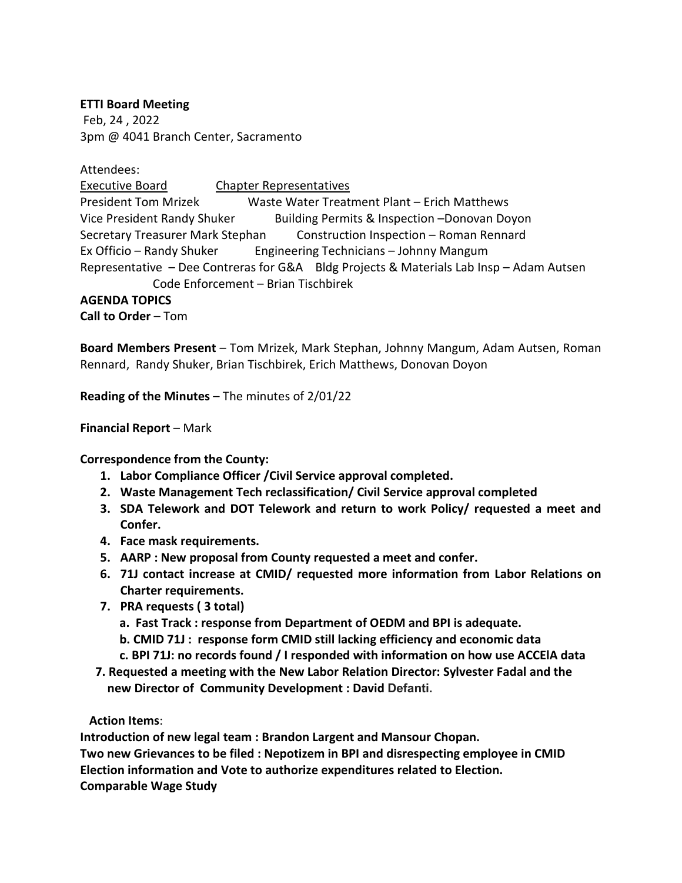**ETTI Board Meeting**

Feb, 24 , 2022

3pm @ 4041 Branch Center, Sacramento

Attendees:

| Executive Board | Chapter Representatives |
|---|---|
| President Tom Mrizek | Waste Water Treatment Plant – Erich Matthews |
| Vice President Randy Shuker | Building Permits & Inspection –Donovan Doyon |
| Secretary Treasurer Mark Stephan | Construction Inspection – Roman Rennard |
| Ex Officio – Randy Shuker | Engineering Technicians – Johnny Mangum |
| Representative – Dee Contreras for G&A | Bldg Projects & Materials Lab Insp – Adam Autsen |
| | Code Enforcement – Brian Tischbirek |

**AGENDA TOPICS**

**Call to Order** – Tom

**Board Members Present** – Tom Mrizek, Mark Stephan, Johnny Mangum, Adam Autsen, Roman Rennard, Randy Shuker, Brian Tischbirek, Erich Matthews, Donovan Doyon

**Reading of the Minutes** – The minutes of 2/01/22

**Financial Report** – Mark

**Correspondence from the County:**

1. **Labor Compliance Officer /Civil Service approval completed.**
2. **Waste Management Tech reclassification/ Civil Service approval completed**
3. **SDA Telework and DOT Telework and return to work Policy/ requested a meet and Confer.**
4. **Face mask requirements.**
5. **AARP : New proposal from County requested a meet and confer.**
6. **71J contact increase at CMID/ requested more information from Labor Relations on Charter requirements.**
7. **PRA requests ( 3 total)**
   - **a. Fast Track : response from Department of OEDM and BPI is adequate.**
   - **b. CMID 71J : response form CMID still lacking efficiency and economic data**
   - **c. BPI 71J: no records found / I responded with information on how use ACCElA data**

**7. Requested a meeting with the New Labor Relation Director: Sylvester Fadal and the new Director of Community Development : David Defanti.**

**Action Items**:

**Introduction of new legal team : Brandon Largent and Mansour Chopan.**

**Two new Grievances to be filed : Nepotizem in BPI and disrespecting employee in CMID**

**Election information and Vote to authorize expenditures related to Election.**

**Comparable Wage Study**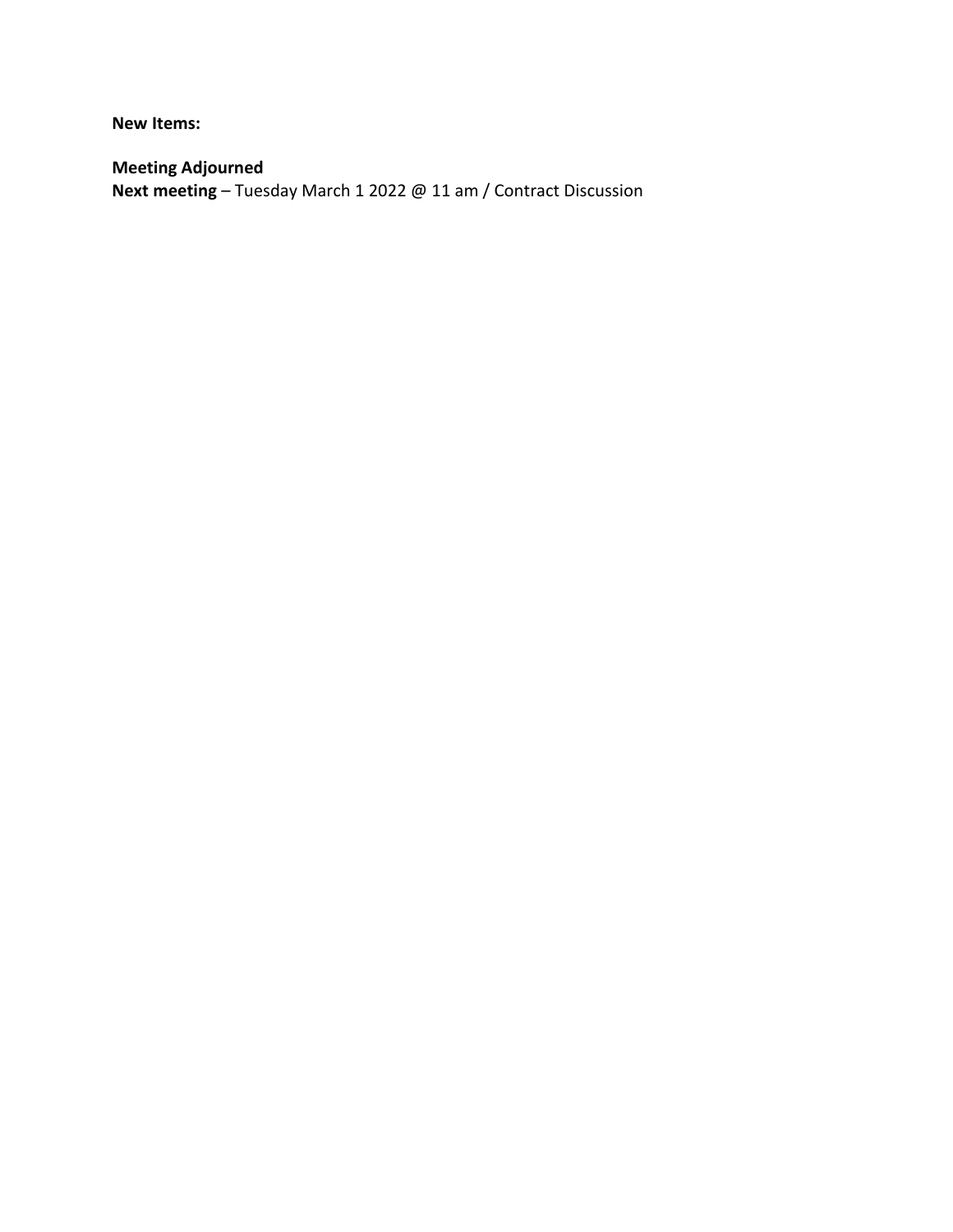**New Items:**

**Meeting Adjourned**
**Next meeting** – Tuesday March 1 2022 @ 11 am / Contract Discussion